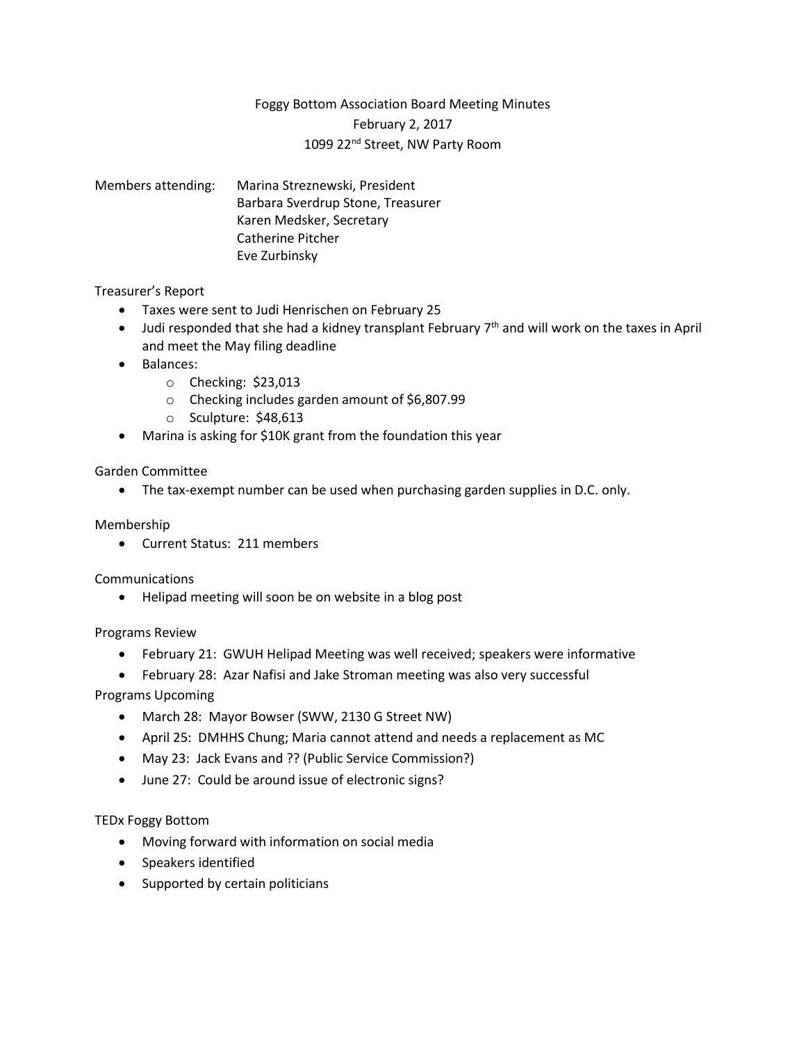# Foggy Bottom Association Board Meeting Minutes

February 2, 2017

1099 22nd Street, NW Party Room

Members attending:
- Marina Streznewski, President
- Barbara Sverdrup Stone, Treasurer
- Karen Medsker, Secretary
- Catherine Pitcher
- Eve Zurbinsky

## Treasurer's Report

- Taxes were sent to Judi Henrischen on February 25
- Judi responded that she had a kidney transplant February 7th and will work on the taxes in April and meet the May filing deadline
- Balances:
  - Checking: $23,013
  - Checking includes garden amount of $6,807.99
  - Sculpture: $48,613
- Marina is asking for $10K grant from the foundation this year

## Garden Committee

- The tax-exempt number can be used when purchasing garden supplies in D.C. only.

## Membership

- Current Status: 211 members

## Communications

- Helipad meeting will soon be on website in a blog post

## Programs Review

- February 21: GWUH Helipad Meeting was well received; speakers were informative
- February 28: Azar Nafisi and Jake Stroman meeting was also very successful

## Programs Upcoming

- March 28: Mayor Bowser (SWW, 2130 G Street NW)
- April 25: DMHHS Chung; Maria cannot attend and needs a replacement as MC
- May 23: Jack Evans and ?? (Public Service Commission?)
- June 27: Could be around issue of electronic signs?

## TEDx Foggy Bottom

- Moving forward with information on social media
- Speakers identified
- Supported by certain politicians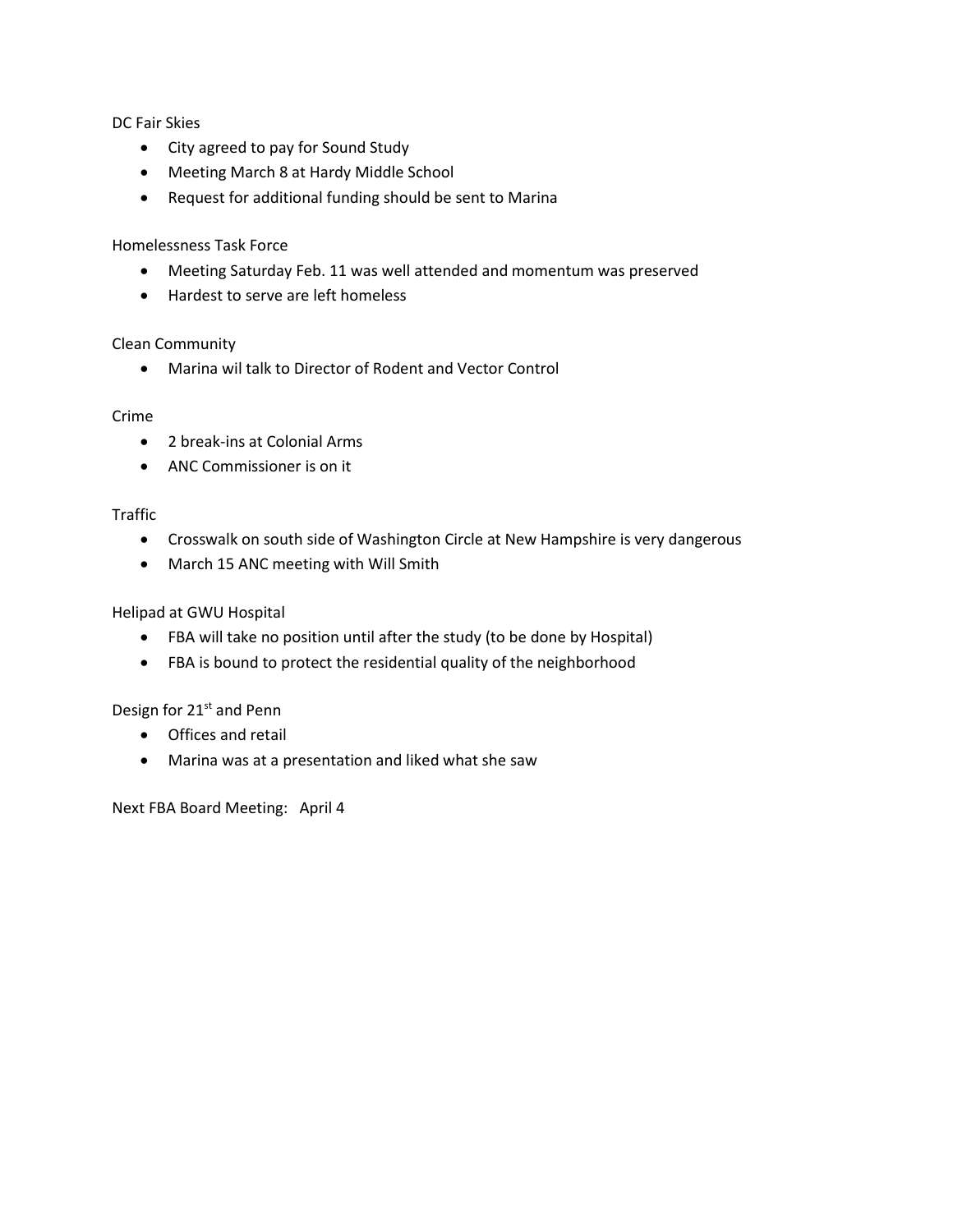DC Fair Skies

- City agreed to pay for Sound Study
- Meeting March 8 at Hardy Middle School
- Request for additional funding should be sent to Marina

Homelessness Task Force

- Meeting Saturday Feb. 11 was well attended and momentum was preserved
- Hardest to serve are left homeless

Clean Community

- Marina wil talk to Director of Rodent and Vector Control

Crime

- 2 break-ins at Colonial Arms
- ANC Commissioner is on it

Traffic

- Crosswalk on south side of Washington Circle at New Hampshire is very dangerous
- March 15 ANC meeting with Will Smith

Helipad at GWU Hospital

- FBA will take no position until after the study (to be done by Hospital)
- FBA is bound to protect the residential quality of the neighborhood

Design for 21st and Penn

- Offices and retail
- Marina was at a presentation and liked what she saw

Next FBA Board Meeting: April 4